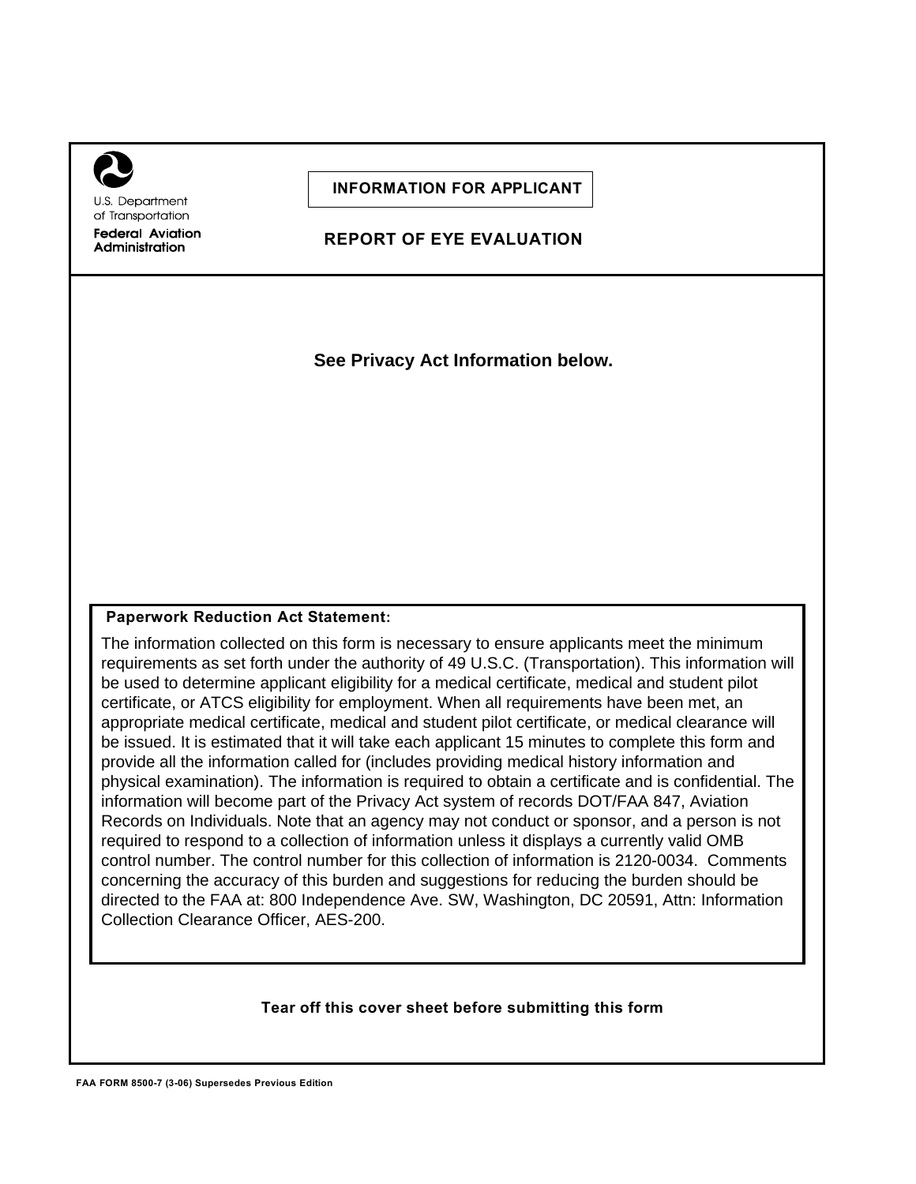U.S. Department of Transportation

**Federal Aviation Administration**

## INFORMATION FOR APPLICANT

## REPORT OF EYE EVALUATION

**See Privacy Act Information below.**

**Paperwork Reduction Act Statement:**

The information collected on this form is necessary to ensure applicants meet the minimum requirements as set forth under the authority of 49 U.S.C. (Transportation). This information will be used to determine applicant eligibility for a medical certificate, medical and student pilot certificate, or ATCS eligibility for employment. When all requirements have been met, an appropriate medical certificate, medical and student pilot certificate, or medical clearance will be issued. It is estimated that it will take each applicant 15 minutes to complete this form and provide all the information called for (includes providing medical history information and physical examination). The information is required to obtain a certificate and is confidential. The information will become part of the Privacy Act system of records DOT/FAA 847, Aviation Records on Individuals. Note that an agency may not conduct or sponsor, and a person is not required to respond to a collection of information unless it displays a currently valid OMB control number. The control number for this collection of information is 2120-0034. Comments concerning the accuracy of this burden and suggestions for reducing the burden should be directed to the FAA at: 800 Independence Ave. SW, Washington, DC 20591, Attn: Information Collection Clearance Officer, AES-200.

**Tear off this cover sheet before submitting this form**

FAA FORM 8500-7 (3-06) Supersedes Previous Edition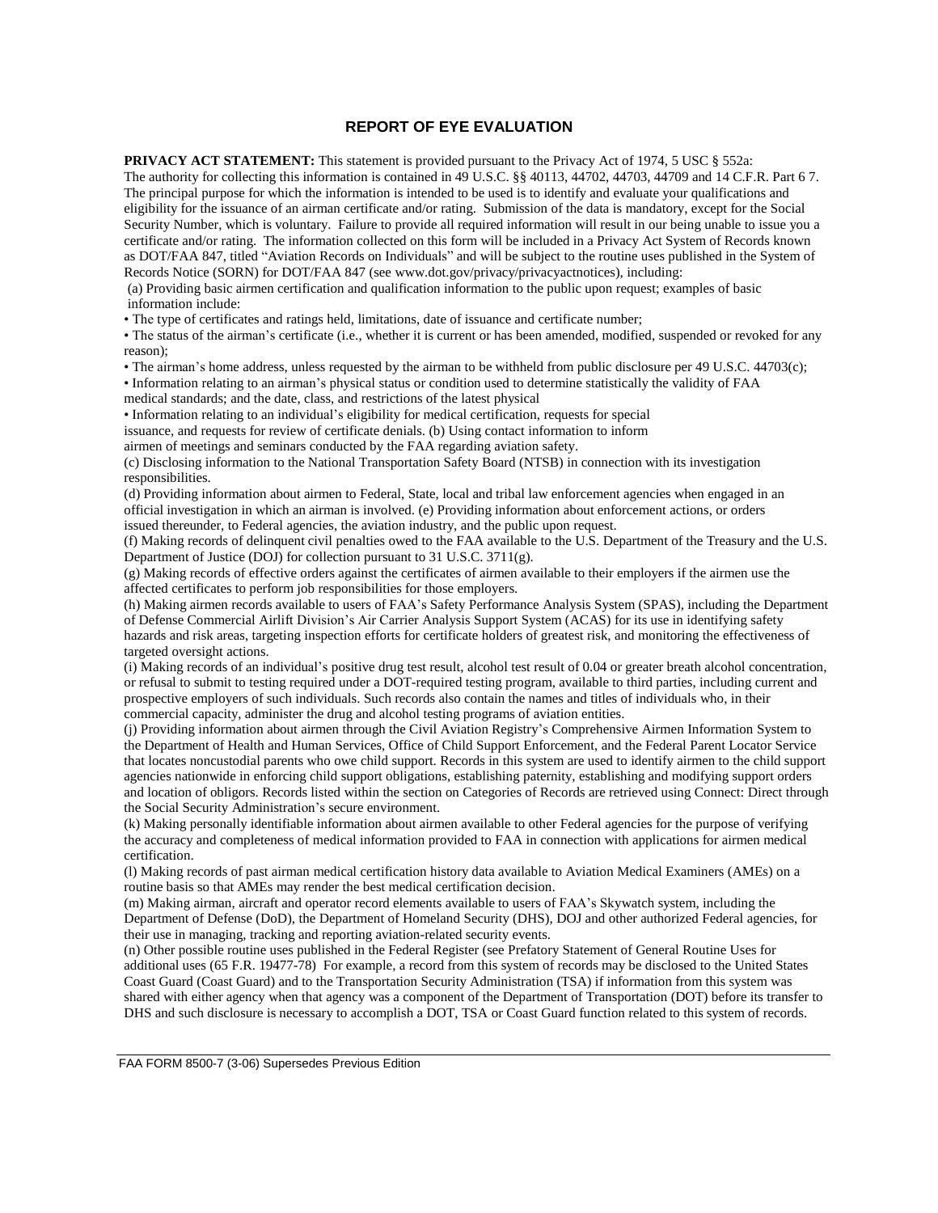## REPORT OF EYE EVALUATION

**PRIVACY ACT STATEMENT:** This statement is provided pursuant to the Privacy Act of 1974, 5 USC § 552a: The authority for collecting this information is contained in 49 U.S.C. §§ 40113, 44702, 44703, 44709 and 14 C.F.R. Part 6 7. The principal purpose for which the information is intended to be used is to identify and evaluate your qualifications and eligibility for the issuance of an airman certificate and/or rating. Submission of the data is mandatory, except for the Social Security Number, which is voluntary. Failure to provide all required information will result in our being unable to issue you a certificate and/or rating. The information collected on this form will be included in a Privacy Act System of Records known as DOT/FAA 847, titled "Aviation Records on Individuals" and will be subject to the routine uses published in the System of Records Notice (SORN) for DOT/FAA 847 (see www.dot.gov/privacy/privacyactnotices), including:

(a) Providing basic airmen certification and qualification information to the public upon request; examples of basic information include:

- The type of certificates and ratings held, limitations, date of issuance and certificate number;
- The status of the airman's certificate (i.e., whether it is current or has been amended, modified, suspended or revoked for any reason);
- The airman's home address, unless requested by the airman to be withheld from public disclosure per 49 U.S.C. 44703(c);
- Information relating to an airman's physical status or condition used to determine statistically the validity of FAA medical standards; and the date, class, and restrictions of the latest physical
- Information relating to an individual's eligibility for medical certification, requests for special issuance, and requests for review of certificate denials. (b) Using contact information to inform airmen of meetings and seminars conducted by the FAA regarding aviation safety.

(c) Disclosing information to the National Transportation Safety Board (NTSB) in connection with its investigation responsibilities.

(d) Providing information about airmen to Federal, State, local and tribal law enforcement agencies when engaged in an official investigation in which an airman is involved. (e) Providing information about enforcement actions, or orders issued thereunder, to Federal agencies, the aviation industry, and the public upon request.

(f) Making records of delinquent civil penalties owed to the FAA available to the U.S. Department of the Treasury and the U.S. Department of Justice (DOJ) for collection pursuant to 31 U.S.C. 3711(g).

(g) Making records of effective orders against the certificates of airmen available to their employers if the airmen use the affected certificates to perform job responsibilities for those employers.

(h) Making airmen records available to users of FAA's Safety Performance Analysis System (SPAS), including the Department of Defense Commercial Airlift Division's Air Carrier Analysis Support System (ACAS) for its use in identifying safety hazards and risk areas, targeting inspection efforts for certificate holders of greatest risk, and monitoring the effectiveness of targeted oversight actions.

(i) Making records of an individual's positive drug test result, alcohol test result of 0.04 or greater breath alcohol concentration, or refusal to submit to testing required under a DOT-required testing program, available to third parties, including current and prospective employers of such individuals. Such records also contain the names and titles of individuals who, in their commercial capacity, administer the drug and alcohol testing programs of aviation entities.

(j) Providing information about airmen through the Civil Aviation Registry's Comprehensive Airmen Information System to the Department of Health and Human Services, Office of Child Support Enforcement, and the Federal Parent Locator Service that locates noncustodial parents who owe child support. Records in this system are used to identify airmen to the child support agencies nationwide in enforcing child support obligations, establishing paternity, establishing and modifying support orders and location of obligors. Records listed within the section on Categories of Records are retrieved using Connect: Direct through the Social Security Administration's secure environment.

(k) Making personally identifiable information about airmen available to other Federal agencies for the purpose of verifying the accuracy and completeness of medical information provided to FAA in connection with applications for airmen medical certification.

(l) Making records of past airman medical certification history data available to Aviation Medical Examiners (AMEs) on a routine basis so that AMEs may render the best medical certification decision.

(m) Making airman, aircraft and operator record elements available to users of FAA's Skywatch system, including the Department of Defense (DoD), the Department of Homeland Security (DHS), DOJ and other authorized Federal agencies, for their use in managing, tracking and reporting aviation-related security events.

(n) Other possible routine uses published in the Federal Register (see Prefatory Statement of General Routine Uses for additional uses (65 F.R. 19477-78) For example, a record from this system of records may be disclosed to the United States Coast Guard (Coast Guard) and to the Transportation Security Administration (TSA) if information from this system was shared with either agency when that agency was a component of the Department of Transportation (DOT) before its transfer to DHS and such disclosure is necessary to accomplish a DOT, TSA or Coast Guard function related to this system of records.

FAA FORM 8500-7 (3-06) Supersedes Previous Edition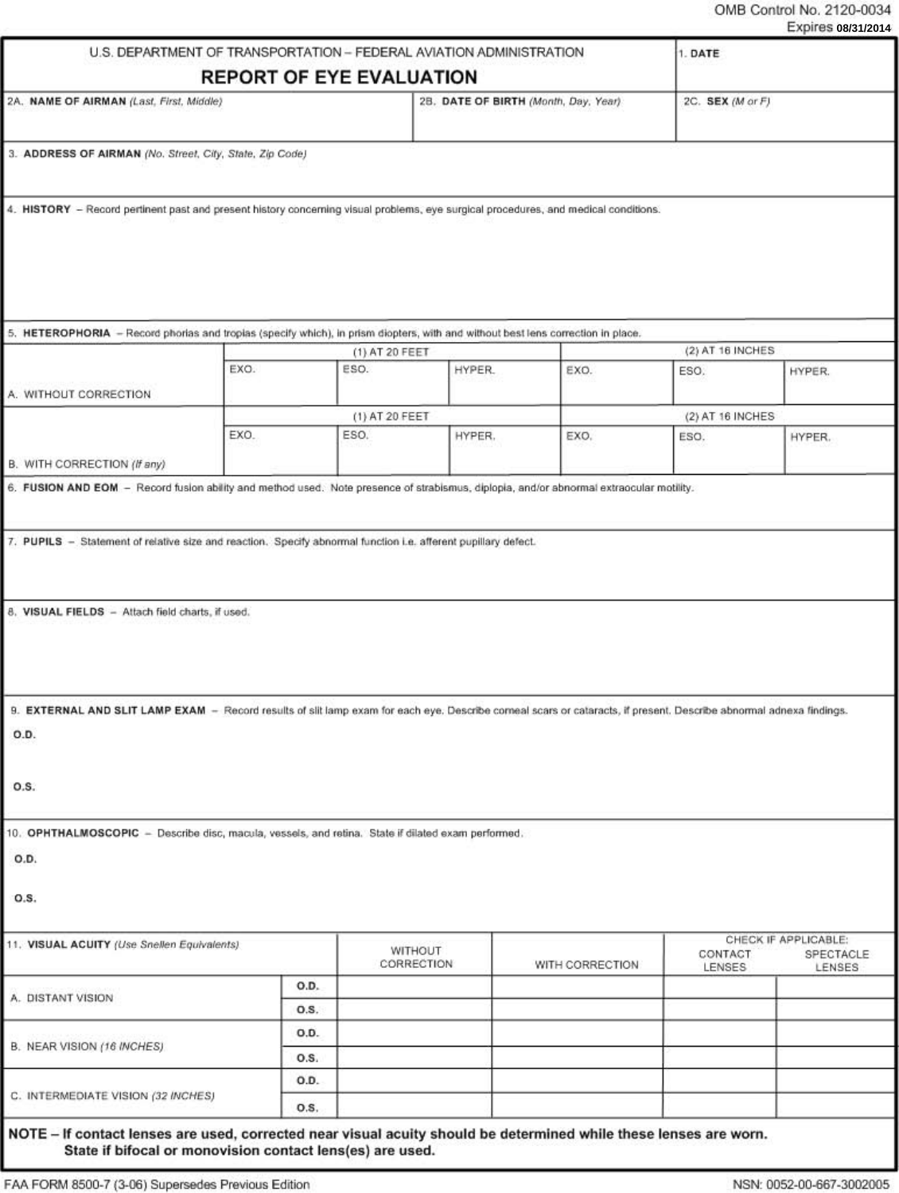OMB Control No. 2120-0034
Expires 08/31/2014

U.S. DEPARTMENT OF TRANSPORTATION – FEDERAL AVIATION ADMINISTRATION

# REPORT OF EYE EVALUATION

**1. DATE**

| 2A. **NAME OF AIRMAN** *(Last, First, Middle)* | 2B. **DATE OF BIRTH** *(Month, Day, Year)* | 2C. **SEX** *(M or F)* |
|---|---|---|
| | | |

3. **ADDRESS OF AIRMAN** *(No. Street, City, State, Zip Code)*

4. **HISTORY** – Record pertinent past and present history concerning visual problems, eye surgical procedures, and medical conditions.

5. **HETEROPHORIA** – Record phorias and tropias (specify which), in prism diopters, with and without best lens correction in place.

| | (1) AT 20 FEET | | | (2) AT 16 INCHES | | |
|---|---|---|---|---|---|---|
| | EXO. | ESO. | HYPER. | EXO. | ESO. | HYPER. |
| A. WITHOUT CORRECTION | | | | | | |
| | (1) AT 20 FEET | | | (2) AT 16 INCHES | | |
| | EXO. | ESO. | HYPER. | EXO. | ESO. | HYPER. |
| B. WITH CORRECTION *(If any)* | | | | | | |

6. **FUSION AND EOM** – Record fusion ability and method used. Note presence of strabismus, diplopia, and/or abnormal extraocular motility.

7. **PUPILS** – Statement of relative size and reaction. Specify abnormal function i.e. afferent pupillary defect.

8. **VISUAL FIELDS** – Attach field charts, if used.

9. **EXTERNAL AND SLIT LAMP EXAM** – Record results of slit lamp exam for each eye. Describe corneal scars or cataracts, if present. Describe abnormal adnexa findings.

**O.D.**

**O.S.**

10. **OPHTHALMOSCOPIC** – Describe disc, macula, vessels, and retina. State if dilated exam performed.

**O.D.**

**O.S.**

| 11. **VISUAL ACUITY** *(Use Snellen Equivalents)* | | WITHOUT CORRECTION | WITH CORRECTION | CHECK IF APPLICABLE: CONTACT LENSES | SPECTACLE LENSES |
|---|---|---|---|---|---|
| A. DISTANT VISION | O.D. | | | | |
| | O.S. | | | | |
| B. NEAR VISION *(16 INCHES)* | O.D. | | | | |
| | O.S. | | | | |
| C. INTERMEDIATE VISION *(32 INCHES)* | O.D. | | | | |
| | O.S. | | | | |

**NOTE – If contact lenses are used, corrected near visual acuity should be determined while these lenses are worn. State if bifocal or monovision contact lens(es) are used.**

FAA FORM 8500-7 (3-06) Supersedes Previous Edition

NSN: 0052-00-667-3002005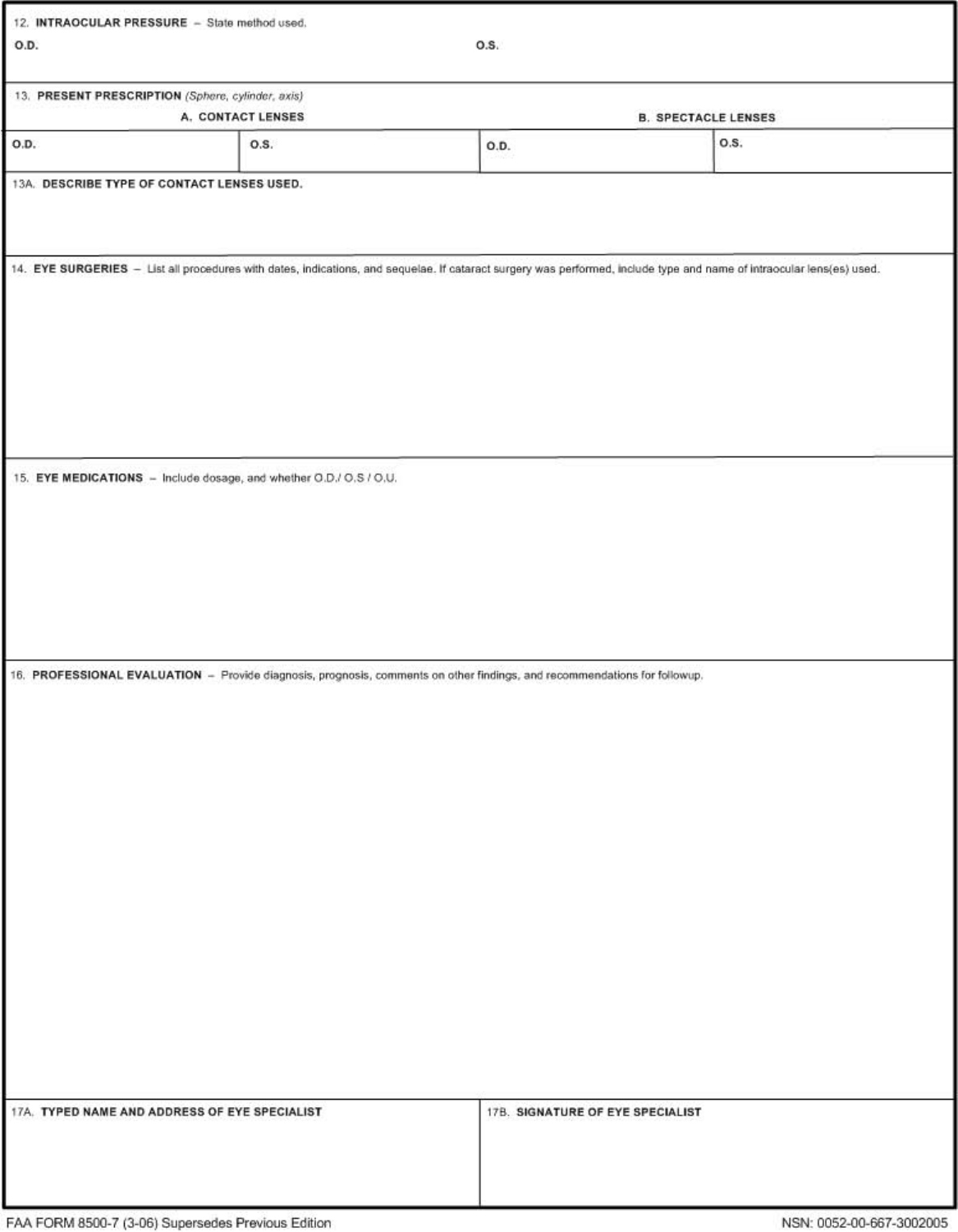12. **INTRAOCULAR PRESSURE** – State method used.

| | |
|---|---|
| **O.D.** | **O.S.** |

13. **PRESENT PRESCRIPTION** *(Sphere, cylinder, axis)*

| A. CONTACT LENSES | | B. SPECTACLE LENSES | |
|---|---|---|---|
| **O.D.** | **O.S.** | **O.D.** | **O.S.** |

13A. **DESCRIBE TYPE OF CONTACT LENSES USED.**

14. **EYE SURGERIES** – List all procedures with dates, indications, and sequelae. If cataract surgery was performed, include type and name of intraocular lens(es) used.

15. **EYE MEDICATIONS** – Include dosage, and whether O.D./ O.S / O.U.

16. **PROFESSIONAL EVALUATION** – Provide diagnosis, prognosis, comments on other findings, and recommendations for followup.

| | |
|---|---|
| 17A. **TYPED NAME AND ADDRESS OF EYE SPECIALIST** | 17B. **SIGNATURE OF EYE SPECIALIST** |

FAA FORM 8500-7 (3-06) Supersedes Previous Edition

NSN: 0052-00-667-3002005